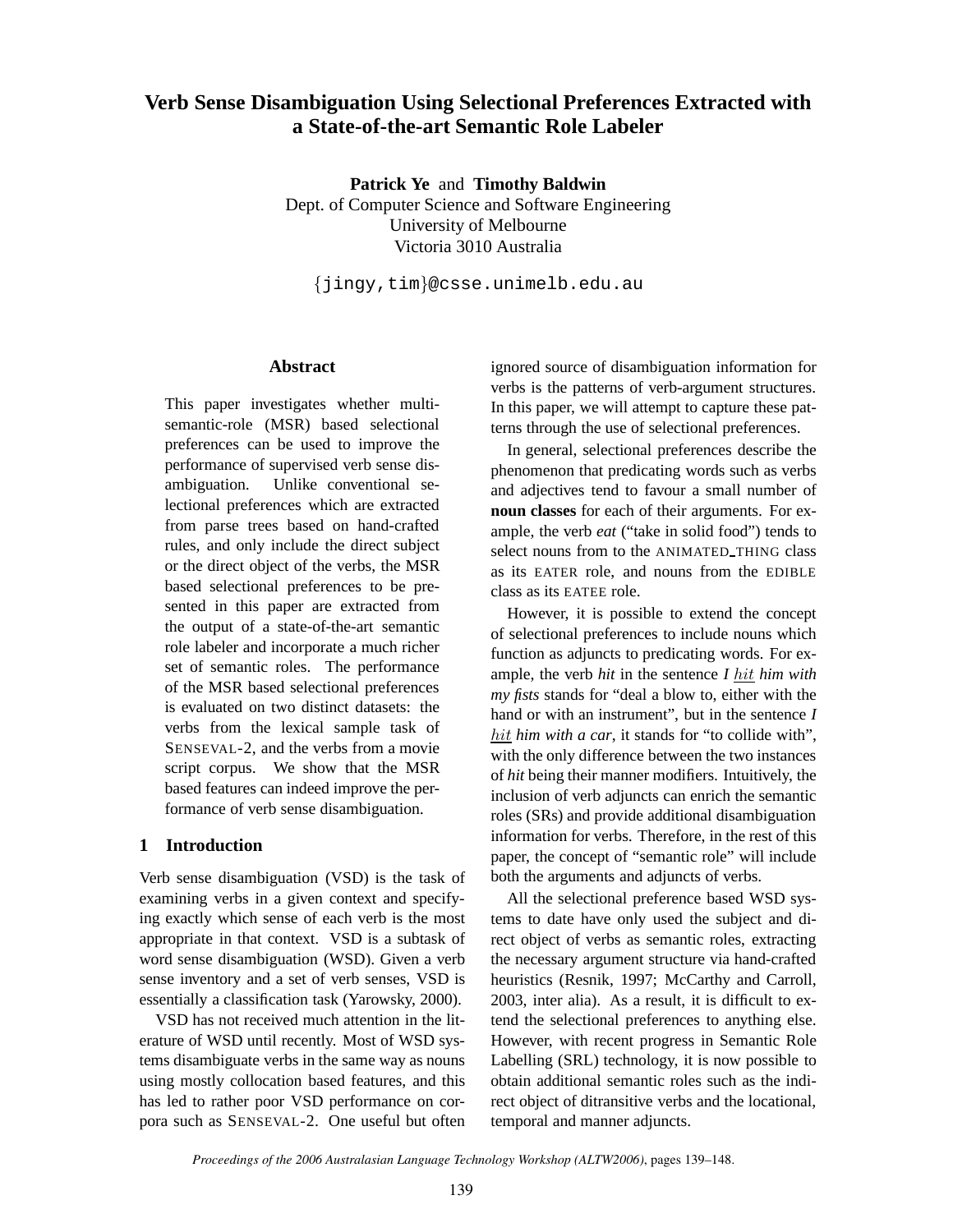# Verb Sense Disambiguation Using Selectional Preferences Extracted with a State-of-the-art Semantic Role Labeler

**Patrick Ye** and **Timothy Baldwin**
Dept. of Computer Science and Software Engineering
University of Melbourne
Victoria 3010 Australia

{jingy,tim}@csse.unimelb.edu.au

## Abstract

This paper investigates whether multi-semantic-role (MSR) based selectional preferences can be used to improve the performance of supervised verb sense disambiguation. Unlike conventional selectional preferences which are extracted from parse trees based on hand-crafted rules, and only include the direct subject or the direct object of the verbs, the MSR based selectional preferences to be presented in this paper are extracted from the output of a state-of-the-art semantic role labeler and incorporate a much richer set of semantic roles. The performance of the MSR based selectional preferences is evaluated on two distinct datasets: the verbs from the lexical sample task of SENSEVAL-2, and the verbs from a movie script corpus. We show that the MSR based features can indeed improve the performance of verb sense disambiguation.

## 1 Introduction

Verb sense disambiguation (VSD) is the task of examining verbs in a given context and specifying exactly which sense of each verb is the most appropriate in that context. VSD is a subtask of word sense disambiguation (WSD). Given a verb sense inventory and a set of verb senses, VSD is essentially a classification task (Yarowsky, 2000).

VSD has not received much attention in the literature of WSD until recently. Most of WSD systems disambiguate verbs in the same way as nouns using mostly collocation based features, and this has led to rather poor VSD performance on corpora such as SENSEVAL-2. One useful but often ignored source of disambiguation information for verbs is the patterns of verb-argument structures. In this paper, we will attempt to capture these patterns through the use of selectional preferences.

In general, selectional preferences describe the phenomenon that predicating words such as verbs and adjectives tend to favour a small number of **noun classes** for each of their arguments. For example, the verb *eat* ("take in solid food") tends to select nouns from to the ANIMATED_THING class as its EATER role, and nouns from the EDIBLE class as its EATEE role.

However, it is possible to extend the concept of selectional preferences to include nouns which function as adjuncts to predicating words. For example, the verb *hit* in the sentence *I hit him with my fists* stands for "deal a blow to, either with the hand or with an instrument", but in the sentence *I hit him with a car*, it stands for "to collide with", with the only difference between the two instances of *hit* being their manner modifiers. Intuitively, the inclusion of verb adjuncts can enrich the semantic roles (SRs) and provide additional disambiguation information for verbs. Therefore, in the rest of this paper, the concept of "semantic role" will include both the arguments and adjuncts of verbs.

All the selectional preference based WSD systems to date have only used the subject and direct object of verbs as semantic roles, extracting the necessary argument structure via hand-crafted heuristics (Resnik, 1997; McCarthy and Carroll, 2003, inter alia). As a result, it is difficult to extend the selectional preferences to anything else. However, with recent progress in Semantic Role Labelling (SRL) technology, it is now possible to obtain additional semantic roles such as the indirect object of ditransitive verbs and the locational, temporal and manner adjuncts.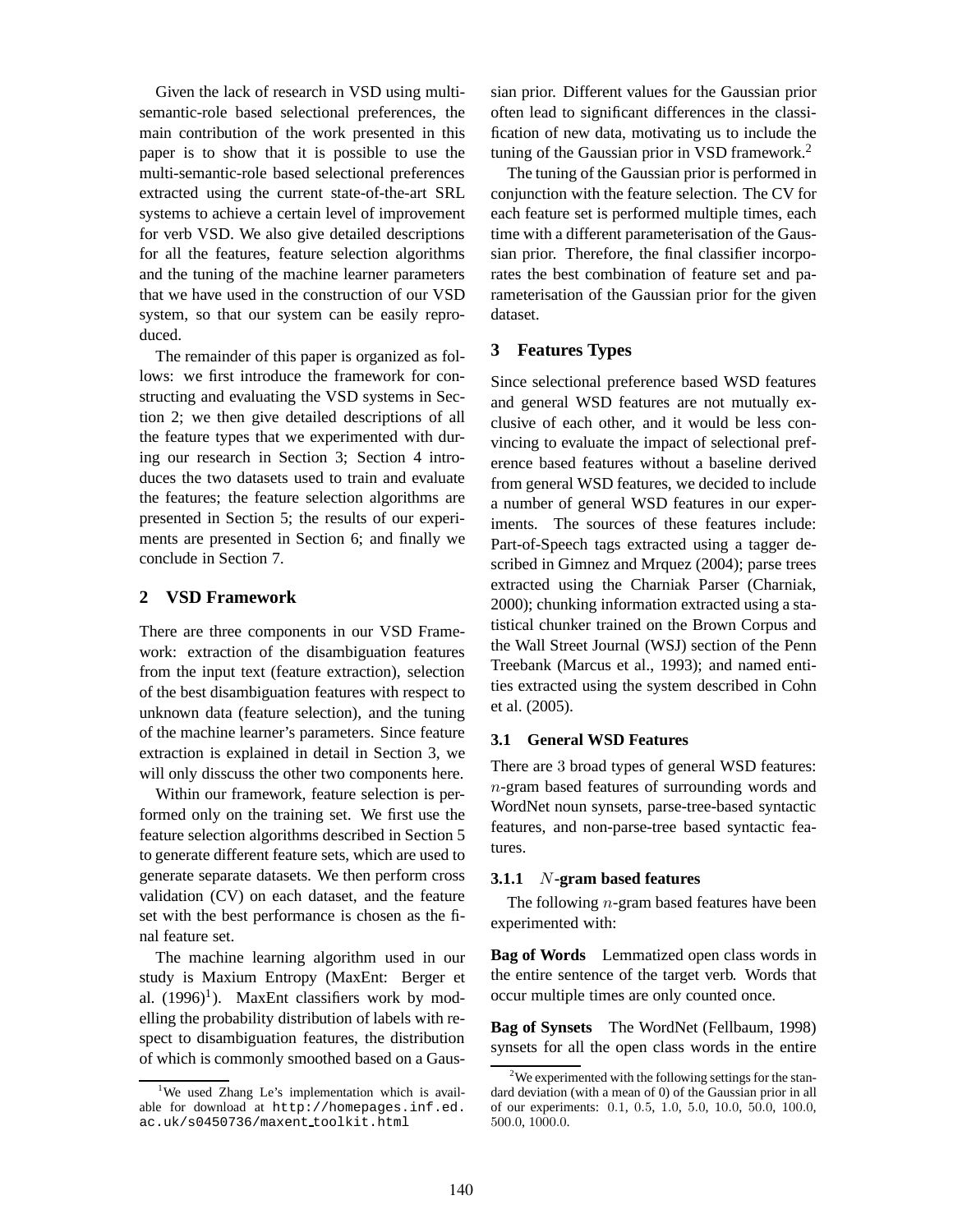Given the lack of research in VSD using multi-semantic-role based selectional preferences, the main contribution of the work presented in this paper is to show that it is possible to use the multi-semantic-role based selectional preferences extracted using the current state-of-the-art SRL systems to achieve a certain level of improvement for verb VSD. We also give detailed descriptions for all the features, feature selection algorithms and the tuning of the machine learner parameters that we have used in the construction of our VSD system, so that our system can be easily reproduced.

The remainder of this paper is organized as follows: we first introduce the framework for constructing and evaluating the VSD systems in Section 2; we then give detailed descriptions of all the feature types that we experimented with during our research in Section 3; Section 4 introduces the two datasets used to train and evaluate the features; the feature selection algorithms are presented in Section 5; the results of our experiments are presented in Section 6; and finally we conclude in Section 7.

## 2 VSD Framework

There are three components in our VSD Framework: extraction of the disambiguation features from the input text (feature extraction), selection of the best disambiguation features with respect to unknown data (feature selection), and the tuning of the machine learner's parameters. Since feature extraction is explained in detail in Section 3, we will only disscuss the other two components here.

Within our framework, feature selection is performed only on the training set. We first use the feature selection algorithms described in Section 5 to generate different feature sets, which are used to generate separate datasets. We then perform cross validation (CV) on each dataset, and the feature set with the best performance is chosen as the final feature set.

The machine learning algorithm used in our study is Maxium Entropy (MaxEnt: Berger et al. (1996)[1]). MaxEnt classifiers work by modelling the probability distribution of labels with respect to disambiguation features, the distribution of which is commonly smoothed based on a Gaussian prior. Different values for the Gaussian prior often lead to significant differences in the classification of new data, motivating us to include the tuning of the Gaussian prior in VSD framework.[2]

The tuning of the Gaussian prior is performed in conjunction with the feature selection. The CV for each feature set is performed multiple times, each time with a different parameterisation of the Gaussian prior. Therefore, the final classifier incorporates the best combination of feature set and parameterisation of the Gaussian prior for the given dataset.

## 3 Features Types

Since selectional preference based WSD features and general WSD features are not mutually exclusive of each other, and it would be less convincing to evaluate the impact of selectional preference based features without a baseline derived from general WSD features, we decided to include a number of general WSD features in our experiments. The sources of these features include: Part-of-Speech tags extracted using a tagger described in Gimnez and Mrquez (2004); parse trees extracted using the Charniak Parser (Charniak, 2000); chunking information extracted using a statistical chunker trained on the Brown Corpus and the Wall Street Journal (WSJ) section of the Penn Treebank (Marcus et al., 1993); and named entities extracted using the system described in Cohn et al. (2005).

### 3.1 General WSD Features

There are 3 broad types of general WSD features: $n$-gram based features of surrounding words and WordNet noun synsets, parse-tree-based syntactic features, and non-parse-tree based syntactic features.

#### 3.1.1 $N$-gram based features

The following $n$-gram based features have been experimented with:

**Bag of Words** Lemmatized open class words in the entire sentence of the target verb. Words that occur multiple times are only counted once.

**Bag of Synsets** The WordNet (Fellbaum, 1998) synsets for all the open class words in the entire

[1] We used Zhang Le's implementation which is available for download at http://homepages.inf.ed.ac.uk/s0450736/maxent_toolkit.html

[2] We experimented with the following settings for the standard deviation (with a mean of 0) of the Gaussian prior in all of our experiments: 0.1, 0.5, 1.0, 5.0, 10.0, 50.0, 100.0, 500.0, 1000.0.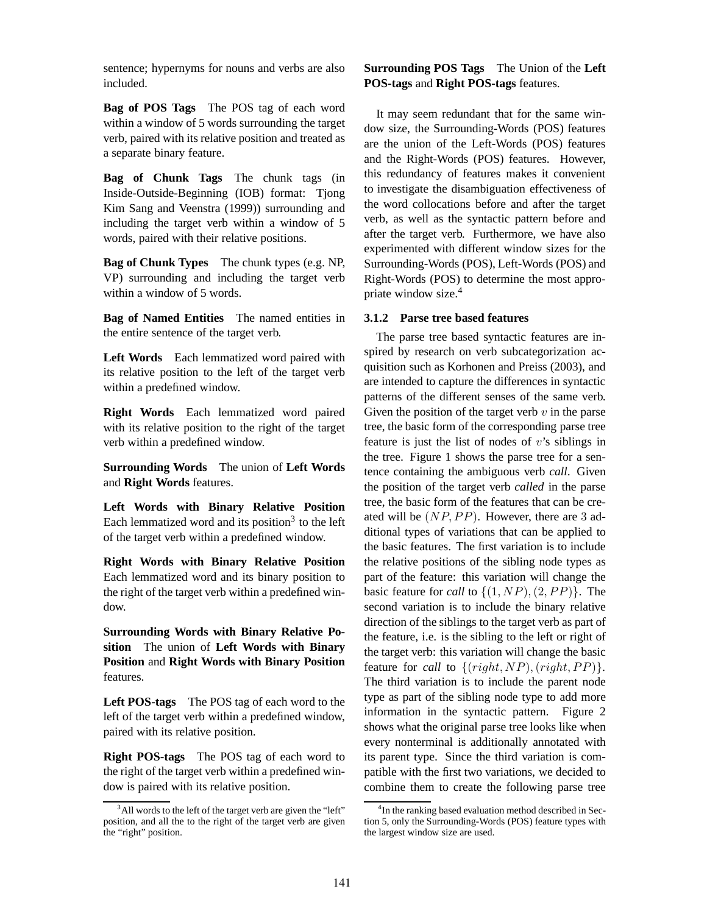sentence; hypernyms for nouns and verbs are also included.

**Bag of POS Tags** The POS tag of each word within a window of 5 words surrounding the target verb, paired with its relative position and treated as a separate binary feature.

**Bag of Chunk Tags** The chunk tags (in Inside-Outside-Beginning (IOB) format: Tjong Kim Sang and Veenstra (1999)) surrounding and including the target verb within a window of 5 words, paired with their relative positions.

**Bag of Chunk Types** The chunk types (e.g. NP, VP) surrounding and including the target verb within a window of 5 words.

**Bag of Named Entities** The named entities in the entire sentence of the target verb.

**Left Words** Each lemmatized word paired with its relative position to the left of the target verb within a predefined window.

**Right Words** Each lemmatized word paired with its relative position to the right of the target verb within a predefined window.

**Surrounding Words** The union of **Left Words** and **Right Words** features.

**Left Words with Binary Relative Position** Each lemmatized word and its position[3] to the left of the target verb within a predefined window.

**Right Words with Binary Relative Position** Each lemmatized word and its binary position to the right of the target verb within a predefined window.

**Surrounding Words with Binary Relative Position** The union of **Left Words with Binary Position** and **Right Words with Binary Position** features.

**Left POS-tags** The POS tag of each word to the left of the target verb within a predefined window, paired with its relative position.

**Right POS-tags** The POS tag of each word to the right of the target verb within a predefined window is paired with its relative position.

**Surrounding POS Tags** The Union of the **Left POS-tags** and **Right POS-tags** features.

It may seem redundant that for the same window size, the Surrounding-Words (POS) features are the union of the Left-Words (POS) features and the Right-Words (POS) features. However, this redundancy of features makes it convenient to investigate the disambiguation effectiveness of the word collocations before and after the target verb, as well as the syntactic pattern before and after the target verb. Furthermore, we have also experimented with different window sizes for the Surrounding-Words (POS), Left-Words (POS) and Right-Words (POS) to determine the most appropriate window size.[4]

#### 3.1.2 Parse tree based features

The parse tree based syntactic features are inspired by research on verb subcategorization acquisition such as Korhonen and Preiss (2003), and are intended to capture the differences in syntactic patterns of the different senses of the same verb. Given the position of the target verb $v$ in the parse tree, the basic form of the corresponding parse tree feature is just the list of nodes of $v$'s siblings in the tree. Figure 1 shows the parse tree for a sentence containing the ambiguous verb *call*. Given the position of the target verb *called* in the parse tree, the basic form of the features that can be created will be $(NP, PP)$. However, there are 3 additional types of variations that can be applied to the basic features. The first variation is to include the relative positions of the sibling node types as part of the feature: this variation will change the basic feature for *call* to $\{(1, NP), (2, PP)\}$. The second variation is to include the binary relative direction of the siblings to the target verb as part of the feature, i.e. is the sibling to the left or right of the target verb: this variation will change the basic feature for *call* to $\{(right, NP), (right, PP)\}$. The third variation is to include the parent node type as part of the sibling node type to add more information in the syntactic pattern. Figure 2 shows what the original parse tree looks like when every nonterminal is additionally annotated with its parent type. Since the third variation is compatible with the first two variations, we decided to combine them to create the following parse tree

[3] All words to the left of the target verb are given the "left" position, and all the to the right of the target verb are given the "right" position.

[4] In the ranking based evaluation method described in Section 5, only the Surrounding-Words (POS) feature types with the largest window size are used.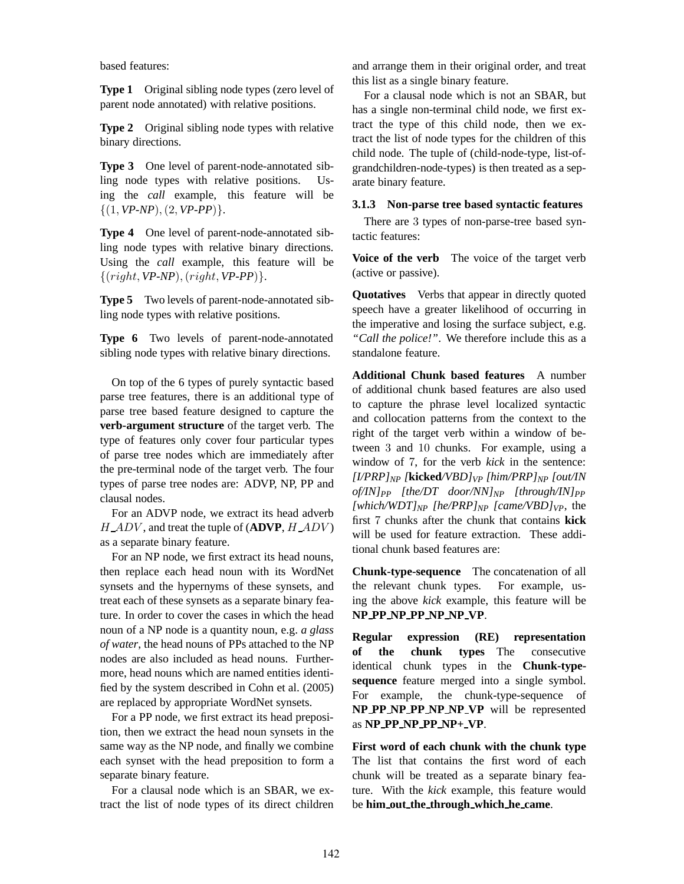based features:

**Type 1** Original sibling node types (zero level of parent node annotated) with relative positions.

**Type 2** Original sibling node types with relative binary directions.

**Type 3** One level of parent-node-annotated sibling node types with relative positions. Using the *call* example, this feature will be $\{(1, \textit{VP-NP}), (2, \textit{VP-PP})\}$.

**Type 4** One level of parent-node-annotated sibling node types with relative binary directions. Using the *call* example, this feature will be $\{(right, \textit{VP-NP}), (right, \textit{VP-PP})\}$.

**Type 5** Two levels of parent-node-annotated sibling node types with relative positions.

**Type 6** Two levels of parent-node-annotated sibling node types with relative binary directions.

On top of the 6 types of purely syntactic based parse tree features, there is an additional type of parse tree based feature designed to capture the **verb-argument structure** of the target verb. The type of features only cover four particular types of parse tree nodes which are immediately after the pre-terminal node of the target verb. The four types of parse tree nodes are: ADVP, NP, PP and clausal nodes.

For an ADVP node, we extract its head adverb $H\_ADV$, and treat the tuple of (**ADVP**, $H\_ADV$) as a separate binary feature.

For an NP node, we first extract its head nouns, then replace each head noun with its WordNet synsets and the hypernyms of these synsets, and treat each of these synsets as a separate binary feature. In order to cover the cases in which the head noun of a NP node is a quantity noun, e.g. *a glass of water*, the head nouns of PPs attached to the NP nodes are also included as head nouns. Furthermore, head nouns which are named entities identified by the system described in Cohn et al. (2005) are replaced by appropriate WordNet synsets.

For a PP node, we first extract its head preposition, then we extract the head noun synsets in the same way as the NP node, and finally we combine each synset with the head preposition to form a separate binary feature.

For a clausal node which is an SBAR, we extract the list of node types of its direct children and arrange them in their original order, and treat this list as a single binary feature.

For a clausal node which is not an SBAR, but has a single non-terminal child node, we first extract the type of this child node, then we extract the list of node types for the children of this child node. The tuple of (child-node-type, list-of-grandchildren-node-types) is then treated as a separate binary feature.

### 3.1.3 Non-parse tree based syntactic features

There are 3 types of non-parse-tree based syntactic features:

**Voice of the verb** The voice of the target verb (active or passive).

**Quotatives** Verbs that appear in directly quoted speech have a greater likelihood of occurring in the imperative and losing the surface subject, e.g. *"Call the police!"*. We therefore include this as a standalone feature.

**Additional Chunk based features** A number of additional chunk based features are also used to capture the phrase level localized syntactic and collocation patterns from the context to the right of the target verb within a window of between 3 and 10 chunks. For example, using a window of 7, for the verb *kick* in the sentence: *[I/PRP]$_{NP}$ [**kicked**/VBD]$_{VP}$ [him/PRP]$_{NP}$ [out/IN of/IN]$_{PP}$ [the/DT door/NN]$_{NP}$ [through/IN]$_{PP}$ [which/WDT]$_{NP}$ [he/PRP]$_{NP}$ [came/VBD]$_{VP}$*, the first 7 chunks after the chunk that contains **kick** will be used for feature extraction. These additional chunk based features are:

**Chunk-type-sequence** The concatenation of all the relevant chunk types. For example, using the above *kick* example, this feature will be **NP_PP_NP_PP_NP_NP_VP**.

**Regular expression (RE) representation of the chunk types** The consecutive identical chunk types in the **Chunk-type-sequence** feature merged into a single symbol. For example, the chunk-type-sequence of **NP_PP_NP_PP_NP_NP_VP** will be represented as **NP_PP_NP_PP_NP+_VP**.

**First word of each chunk with the chunk type** The list that contains the first word of each chunk will be treated as a separate binary feature. With the *kick* example, this feature would be **him_out_the_through_which_he_came**.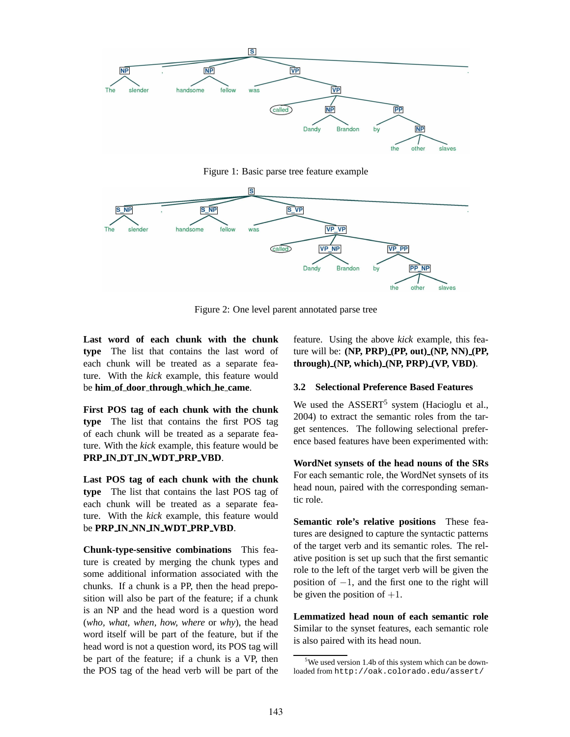Figure 1: Basic parse tree feature example

Figure 2: One level parent annotated parse tree

**Last word of each chunk with the chunk type** The list that contains the last word of each chunk will be treated as a separate feature. With the *kick* example, this feature would be **him_of_door_through_which_he_came**.

**First POS tag of each chunk with the chunk type** The list that contains the first POS tag of each chunk will be treated as a separate feature. With the *kick* example, this feature would be **PRP_IN_DT_IN_WDT_PRP_VBD**.

**Last POS tag of each chunk with the chunk type** The list that contains the last POS tag of each chunk will be treated as a separate feature. With the *kick* example, this feature would be **PRP_IN_NN_IN_WDT_PRP_VBD**.

**Chunk-type-sensitive combinations** This feature is created by merging the chunk types and some additional information associated with the chunks. If a chunk is a PP, then the head preposition will also be part of the feature; if a chunk is an NP and the head word is a question word (*who*, *what*, *when*, *how*, *where* or *why*), the head word itself will be part of the feature, but if the head word is not a question word, its POS tag will be part of the feature; if a chunk is a VP, then the POS tag of the head verb will be part of the feature. Using the above *kick* example, this feature will be: **(NP, PRP)_(PP, out)_(NP, NN)_(PP, through)_(NP, which)_(NP, PRP)_(VP, VBD)**.

### 3.2 Selectional Preference Based Features

We used the ASSERT[5] system (Hacioglu et al., 2004) to extract the semantic roles from the target sentences. The following selectional preference based features have been experimented with:

**WordNet synsets of the head nouns of the SRs** For each semantic role, the WordNet synsets of its head noun, paired with the corresponding semantic role.

**Semantic role's relative positions** These features are designed to capture the syntactic patterns of the target verb and its semantic roles. The relative position is set up such that the first semantic role to the left of the target verb will be given the position of $-1$, and the first one to the right will be given the position of $+1$.

**Lemmatized head noun of each semantic role** Similar to the synset features, each semantic role is also paired with its head noun.

[5] We used version 1.4b of this system which can be downloaded from `http://oak.colorado.edu/assert/`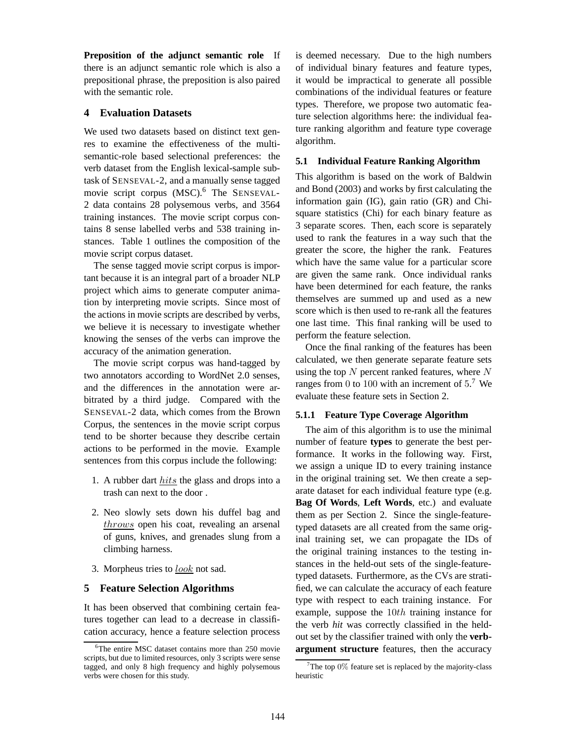**Preposition of the adjunct semantic role** If there is an adjunct semantic role which is also a prepositional phrase, the preposition is also paired with the semantic role.

## 4 Evaluation Datasets

We used two datasets based on distinct text genres to examine the effectiveness of the multi-semantic-role based selectional preferences: the verb dataset from the English lexical-sample subtask of SENSEVAL-2, and a manually sense tagged movie script corpus (MSC).[6] The SENSEVAL-2 data contains 28 polysemous verbs, and 3564 training instances. The movie script corpus contains 8 sense labelled verbs and 538 training instances. Table 1 outlines the composition of the movie script corpus dataset.

The sense tagged movie script corpus is important because it is an integral part of a broader NLP project which aims to generate computer animation by interpreting movie scripts. Since most of the actions in movie scripts are described by verbs, we believe it is necessary to investigate whether knowing the senses of the verbs can improve the accuracy of the animation generation.

The movie script corpus was hand-tagged by two annotators according to WordNet 2.0 senses, and the differences in the annotation were arbitrated by a third judge. Compared with the SENSEVAL-2 data, which comes from the Brown Corpus, the sentences in the movie script corpus tend to be shorter because they describe certain actions to be performed in the movie. Example sentences from this corpus include the following:

1. A rubber dart $\underline{hits}$ the glass and drops into a trash can next to the door .
2. Neo slowly sets down his duffel bag and $\underline{throws}$ open his coat, revealing an arsenal of guns, knives, and grenades slung from a climbing harness.
3. Morpheus tries to $\underline{look}$ not sad.

## 5 Feature Selection Algorithms

It has been observed that combining certain features together can lead to a decrease in classification accuracy, hence a feature selection process is deemed necessary. Due to the high numbers of individual binary features and feature types, it would be impractical to generate all possible combinations of the individual features or feature types. Therefore, we propose two automatic feature selection algorithms here: the individual feature ranking algorithm and feature type coverage algorithm.

### 5.1 Individual Feature Ranking Algorithm

This algorithm is based on the work of Baldwin and Bond (2003) and works by first calculating the information gain (IG), gain ratio (GR) and Chi-square statistics (Chi) for each binary feature as 3 separate scores. Then, each score is separately used to rank the features in a way such that the greater the score, the higher the rank. Features which have the same value for a particular score are given the same rank. Once individual ranks have been determined for each feature, the ranks themselves are summed up and used as a new score which is then used to re-rank all the features one last time. This final ranking will be used to perform the feature selection.

Once the final ranking of the features has been calculated, we then generate separate feature sets using the top $N$ percent ranked features, where $N$ ranges from $0$ to $100$ with an increment of $5$.[7] We evaluate these feature sets in Section 2.

#### 5.1.1 Feature Type Coverage Algorithm

The aim of this algorithm is to use the minimal number of feature **types** to generate the best performance. It works in the following way. First, we assign a unique ID to every training instance in the original training set. We then create a separate dataset for each individual feature type (e.g. **Bag Of Words**, **Left Words**, etc.) and evaluate them as per Section 2. Since the single-feature-typed datasets are all created from the same original training set, we can propagate the IDs of the original training instances to the testing instances in the held-out sets of the single-feature-typed datasets. Furthermore, as the CVs are stratified, we can calculate the accuracy of each feature type with respect to each training instance. For example, suppose the $10th$ training instance for the verb *hit* was correctly classified in the held-out set by the classifier trained with only the **verb-argument structure** features, then the accuracy

[6] The entire MSC dataset contains more than 250 movie scripts, but due to limited resources, only 3 scripts were sense tagged, and only 8 high frequency and highly polysemous verbs were chosen for this study.

[7] The top $0\%$ feature set is replaced by the majority-class heuristic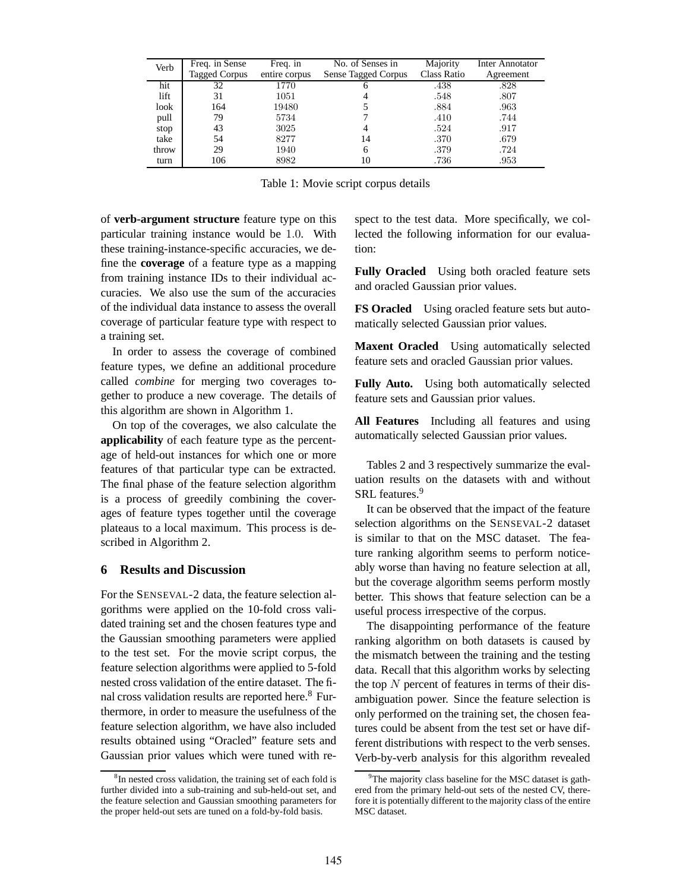| Verb | Freq. in Sense Tagged Corpus | Freq. in entire corpus | No. of Senses in Sense Tagged Corpus | Majority Class Ratio | Inter Annotator Agreement |
|---|---|---|---|---|---|
| hit | 32 | 1770 | 6 | .438 | .828 |
| lift | 31 | 1051 | 4 | .548 | .807 |
| look | 164 | 19480 | 5 | .884 | .963 |
| pull | 79 | 5734 | 7 | .410 | .744 |
| stop | 43 | 3025 | 4 | .524 | .917 |
| take | 54 | 8277 | 14 | .370 | .679 |
| throw | 29 | 1940 | 6 | .379 | .724 |
| turn | 106 | 8982 | 10 | .736 | .953 |

Table 1: Movie script corpus details

of **verb-argument structure** feature type on this particular training instance would be 1.0. With these training-instance-specific accuracies, we define the **coverage** of a feature type as a mapping from training instance IDs to their individual accuracies. We also use the sum of the accuracies of the individual data instance to assess the overall coverage of particular feature type with respect to a training set.

In order to assess the coverage of combined feature types, we define an additional procedure called *combine* for merging two coverages together to produce a new coverage. The details of this algorithm are shown in Algorithm 1.

On top of the coverages, we also calculate the **applicability** of each feature type as the percentage of held-out instances for which one or more features of that particular type can be extracted. The final phase of the feature selection algorithm is a process of greedily combining the coverages of feature types together until the coverage plateaus to a local maximum. This process is described in Algorithm 2.

## 6 Results and Discussion

For the SENSEVAL-2 data, the feature selection algorithms were applied on the 10-fold cross validated training set and the chosen features type and the Gaussian smoothing parameters were applied to the test set. For the movie script corpus, the feature selection algorithms were applied to 5-fold nested cross validation of the entire dataset. The final cross validation results are reported here.[8] Furthermore, in order to measure the usefulness of the feature selection algorithm, we have also included results obtained using "Oracled" feature sets and Gaussian prior values which were tuned with respect to the test data. More specifically, we collected the following information for our evaluation:

**Fully Oracled** Using both oracled feature sets and oracled Gaussian prior values.

**FS Oracled** Using oracled feature sets but automatically selected Gaussian prior values.

**Maxent Oracled** Using automatically selected feature sets and oracled Gaussian prior values.

**Fully Auto.** Using both automatically selected feature sets and Gaussian prior values.

**All Features** Including all features and using automatically selected Gaussian prior values.

Tables 2 and 3 respectively summarize the evaluation results on the datasets with and without SRL features.[9]

It can be observed that the impact of the feature selection algorithms on the SENSEVAL-2 dataset is similar to that on the MSC dataset. The feature ranking algorithm seems to perform noticeably worse than having no feature selection at all, but the coverage algorithm seems perform mostly better. This shows that feature selection can be a useful process irrespective of the corpus.

The disappointing performance of the feature ranking algorithm on both datasets is caused by the mismatch between the training and the testing data. Recall that this algorithm works by selecting the top $N$ percent of features in terms of their disambiguation power. Since the feature selection is only performed on the training set, the chosen features could be absent from the test set or have different distributions with respect to the verb senses. Verb-by-verb analysis for this algorithm revealed

[8] In nested cross validation, the training set of each fold is further divided into a sub-training and sub-held-out set, and the feature selection and Gaussian smoothing parameters for the proper held-out sets are tuned on a fold-by-fold basis.

[9] The majority class baseline for the MSC dataset is gathered from the primary held-out sets of the nested CV, therefore it is potentially different to the majority class of the entire MSC dataset.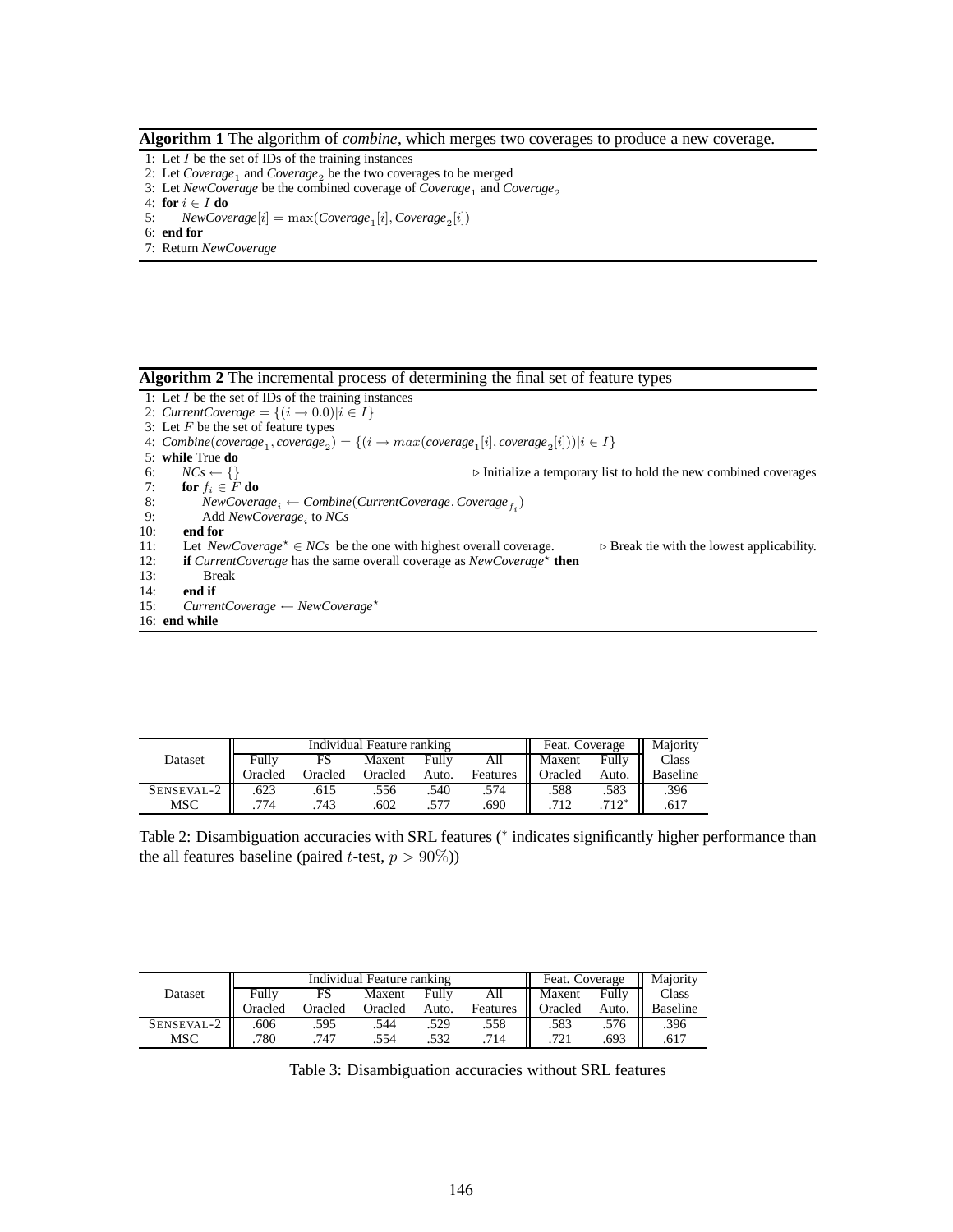**Algorithm 1** The algorithm of *combine*, which merges two coverages to produce a new coverage.

```
1: Let I be the set of IDs of the training instances
2: Let Coverage_1 and Coverage_2 be the two coverages to be merged
3: Let NewCoverage be the combined coverage of Coverage_1 and Coverage_2
4: for i ∈ I do
5:     NewCoverage[i] = max(Coverage_1[i], Coverage_2[i])
6: end for
7: Return NewCoverage
```

**Algorithm 2** The incremental process of determining the final set of feature types

```
 1: Let I be the set of IDs of the training instances
 2: CurrentCoverage = {(i → 0.0)|i ∈ I}
 3: Let F be the set of feature types
 4: Combine(coverage_1, coverage_2) = {(i → max(coverage_1[i], coverage_2[i]))|i ∈ I}
 5: while True do
 6:     NCs ← {}                      ▷ Initialize a temporary list to hold the new combined coverages
 7:     for f_i ∈ F do
 8:         NewCoverage_i ← Combine(CurrentCoverage, Coverage_{f_i})
 9:         Add NewCoverage_i to NCs
10:     end for
11:     Let NewCoverage* ∈ NCs be the one with highest overall coverage.    ▷ Break tie with the lowest applicability.
12:     if CurrentCoverage has the same overall coverage as NewCoverage* then
13:         Break
14:     end if
15:     CurrentCoverage ← NewCoverage*
16: end while
```

| Dataset | Individual Feature ranking | | | | | Feat. Coverage | | Majority |
|---|---|---|---|---|---|---|---|---|
| | Fully Oracled | FS Oracled | Maxent Oracled | Fully Auto. | All Features | Maxent Oracled | Fully Auto. | Class Baseline |
| SENSEVAL-2 | .623 | .615 | .556 | .540 | .574 | .588 | .583 | .396 |
| MSC | .774 | .743 | .602 | .577 | .690 | .712 | $.712^{*}$ | .617 |

Table 2: Disambiguation accuracies with SRL features ($^{*}$ indicates significantly higher performance than the all features baseline (paired $t$-test, $p > 90\%$))

| Dataset | Individual Feature ranking | | | | | Feat. Coverage | | Majority |
|---|---|---|---|---|---|---|---|---|
| | Fully Oracled | FS Oracled | Maxent Oracled | Fully Auto. | All Features | Maxent Oracled | Fully Auto. | Class Baseline |
| SENSEVAL-2 | .606 | .595 | .544 | .529 | .558 | .583 | .576 | .396 |
| MSC | .780 | .747 | .554 | .532 | .714 | .721 | .693 | .617 |

Table 3: Disambiguation accuracies without SRL features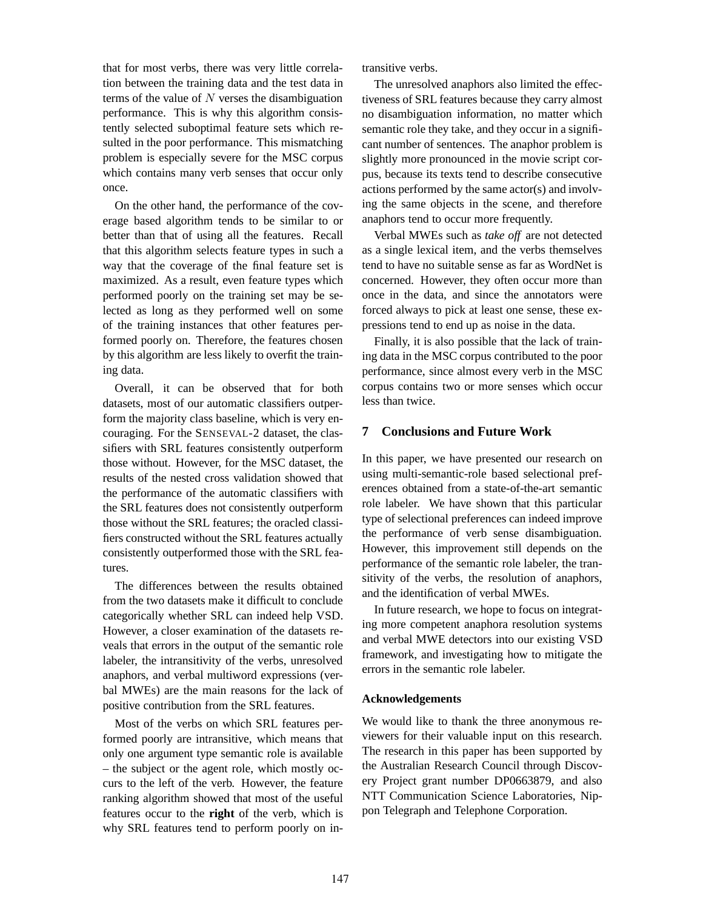that for most verbs, there was very little correlation between the training data and the test data in terms of the value of $N$ verses the disambiguation performance. This is why this algorithm consistently selected suboptimal feature sets which resulted in the poor performance. This mismatching problem is especially severe for the MSC corpus which contains many verb senses that occur only once.

On the other hand, the performance of the coverage based algorithm tends to be similar to or better than that of using all the features. Recall that this algorithm selects feature types in such a way that the coverage of the final feature set is maximized. As a result, even feature types which performed poorly on the training set may be selected as long as they performed well on some of the training instances that other features performed poorly on. Therefore, the features chosen by this algorithm are less likely to overfit the training data.

Overall, it can be observed that for both datasets, most of our automatic classifiers outperform the majority class baseline, which is very encouraging. For the SENSEVAL-2 dataset, the classifiers with SRL features consistently outperform those without. However, for the MSC dataset, the results of the nested cross validation showed that the performance of the automatic classifiers with the SRL features does not consistently outperform those without the SRL features; the oracled classifiers constructed without the SRL features actually consistently outperformed those with the SRL features.

The differences between the results obtained from the two datasets make it difficult to conclude categorically whether SRL can indeed help VSD. However, a closer examination of the datasets reveals that errors in the output of the semantic role labeler, the intransitivity of the verbs, unresolved anaphors, and verbal multiword expressions (verbal MWEs) are the main reasons for the lack of positive contribution from the SRL features.

Most of the verbs on which SRL features performed poorly are intransitive, which means that only one argument type semantic role is available – the subject or the agent role, which mostly occurs to the left of the verb. However, the feature ranking algorithm showed that most of the useful features occur to the **right** of the verb, which is why SRL features tend to perform poorly on intransitive verbs.

The unresolved anaphors also limited the effectiveness of SRL features because they carry almost no disambiguation information, no matter which semantic role they take, and they occur in a significant number of sentences. The anaphor problem is slightly more pronounced in the movie script corpus, because its texts tend to describe consecutive actions performed by the same actor(s) and involving the same objects in the scene, and therefore anaphors tend to occur more frequently.

Verbal MWEs such as *take off* are not detected as a single lexical item, and the verbs themselves tend to have no suitable sense as far as WordNet is concerned. However, they often occur more than once in the data, and since the annotators were forced always to pick at least one sense, these expressions tend to end up as noise in the data.

Finally, it is also possible that the lack of training data in the MSC corpus contributed to the poor performance, since almost every verb in the MSC corpus contains two or more senses which occur less than twice.

## 7 Conclusions and Future Work

In this paper, we have presented our research on using multi-semantic-role based selectional preferences obtained from a state-of-the-art semantic role labeler. We have shown that this particular type of selectional preferences can indeed improve the performance of verb sense disambiguation. However, this improvement still depends on the performance of the semantic role labeler, the transitivity of the verbs, the resolution of anaphors, and the identification of verbal MWEs.

In future research, we hope to focus on integrating more competent anaphora resolution systems and verbal MWE detectors into our existing VSD framework, and investigating how to mitigate the errors in the semantic role labeler.

### Acknowledgements

We would like to thank the three anonymous reviewers for their valuable input on this research. The research in this paper has been supported by the Australian Research Council through Discovery Project grant number DP0663879, and also NTT Communication Science Laboratories, Nippon Telegraph and Telephone Corporation.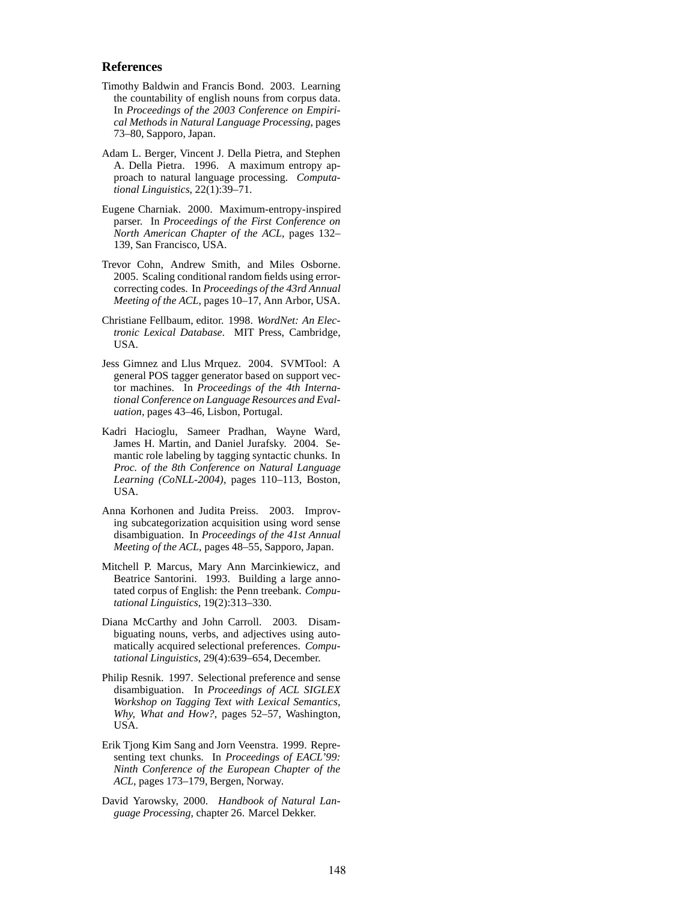## References

Timothy Baldwin and Francis Bond. 2003. Learning the countability of english nouns from corpus data. In *Proceedings of the 2003 Conference on Empirical Methods in Natural Language Processing*, pages 73–80, Sapporo, Japan.

Adam L. Berger, Vincent J. Della Pietra, and Stephen A. Della Pietra. 1996. A maximum entropy approach to natural language processing. *Computational Linguistics*, 22(1):39–71.

Eugene Charniak. 2000. Maximum-entropy-inspired parser. In *Proceedings of the First Conference on North American Chapter of the ACL*, pages 132–139, San Francisco, USA.

Trevor Cohn, Andrew Smith, and Miles Osborne. 2005. Scaling conditional random fields using error-correcting codes. In *Proceedings of the 43rd Annual Meeting of the ACL*, pages 10–17, Ann Arbor, USA.

Christiane Fellbaum, editor. 1998. *WordNet: An Electronic Lexical Database*. MIT Press, Cambridge, USA.

Jess Gimnez and Llus Mrquez. 2004. SVMTool: A general POS tagger generator based on support vector machines. In *Proceedings of the 4th International Conference on Language Resources and Evaluation*, pages 43–46, Lisbon, Portugal.

Kadri Hacioglu, Sameer Pradhan, Wayne Ward, James H. Martin, and Daniel Jurafsky. 2004. Semantic role labeling by tagging syntactic chunks. In *Proc. of the 8th Conference on Natural Language Learning (CoNLL-2004)*, pages 110–113, Boston, USA.

Anna Korhonen and Judita Preiss. 2003. Improving subcategorization acquisition using word sense disambiguation. In *Proceedings of the 41st Annual Meeting of the ACL*, pages 48–55, Sapporo, Japan.

Mitchell P. Marcus, Mary Ann Marcinkiewicz, and Beatrice Santorini. 1993. Building a large annotated corpus of English: the Penn treebank. *Computational Linguistics*, 19(2):313–330.

Diana McCarthy and John Carroll. 2003. Disambiguating nouns, verbs, and adjectives using automatically acquired selectional preferences. *Computational Linguistics*, 29(4):639–654, December.

Philip Resnik. 1997. Selectional preference and sense disambiguation. In *Proceedings of ACL SIGLEX Workshop on Tagging Text with Lexical Semantics, Why, What and How?*, pages 52–57, Washington, USA.

Erik Tjong Kim Sang and Jorn Veenstra. 1999. Representing text chunks. In *Proceedings of EACL'99: Ninth Conference of the European Chapter of the ACL*, pages 173–179, Bergen, Norway.

David Yarowsky, 2000. *Handbook of Natural Language Processing*, chapter 26. Marcel Dekker.